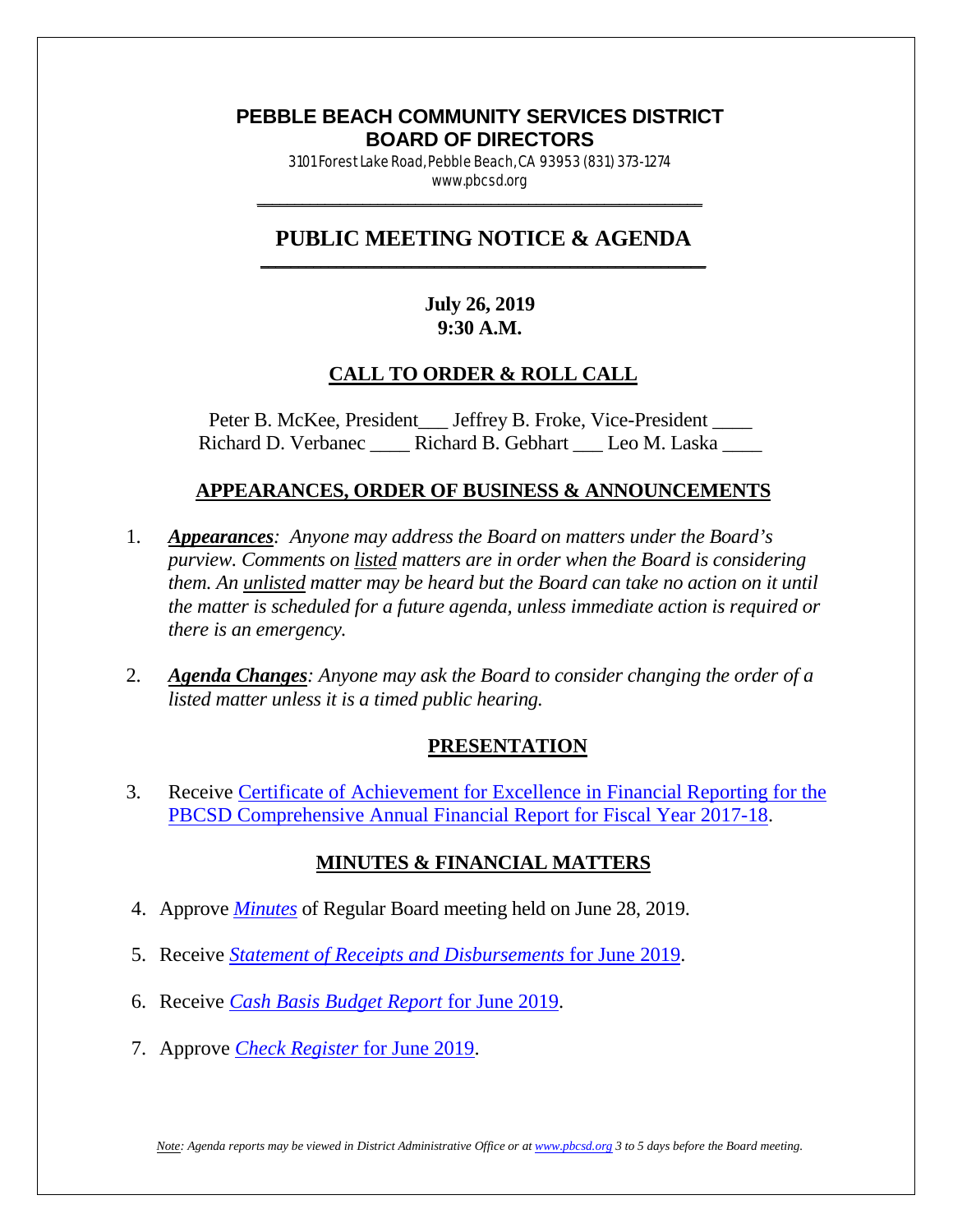# PEBBLE BEACH COMMUNITY SERVICES DISTRICT
# BOARD OF DIRECTORS

3101 Forest Lake Road, Pebble Beach, CA 93953 (831) 373-1274
www.pbcsd.org

## PUBLIC MEETING NOTICE & AGENDA

**July 26, 2019**
**9:30 A.M.**

### CALL TO ORDER & ROLL CALL

Peter B. McKee, President___ Jeffrey B. Froke, Vice-President ____
Richard D. Verbanec ____ Richard B. Gebhart ___ Leo M. Laska ____

### APPEARANCES, ORDER OF BUSINESS & ANNOUNCEMENTS

1. ***Appearances**: Anyone may address the Board on matters under the Board's purview. Comments on listed matters are in order when the Board is considering them. An unlisted matter may be heard but the Board can take no action on it until the matter is scheduled for a future agenda, unless immediate action is required or there is an emergency.*

2. ***Agenda Changes**: Anyone may ask the Board to consider changing the order of a listed matter unless it is a timed public hearing.*

### PRESENTATION

3. Receive Certificate of Achievement for Excellence in Financial Reporting for the PBCSD Comprehensive Annual Financial Report for Fiscal Year 2017-18.

### MINUTES & FINANCIAL MATTERS

4. Approve *Minutes* of Regular Board meeting held on June 28, 2019.

5. Receive *Statement of Receipts and Disbursements* for June 2019.

6. Receive *Cash Basis Budget Report* for June 2019.

7. Approve *Check Register* for June 2019.

*Note: Agenda reports may be viewed in District Administrative Office or at www.pbcsd.org 3 to 5 days before the Board meeting.*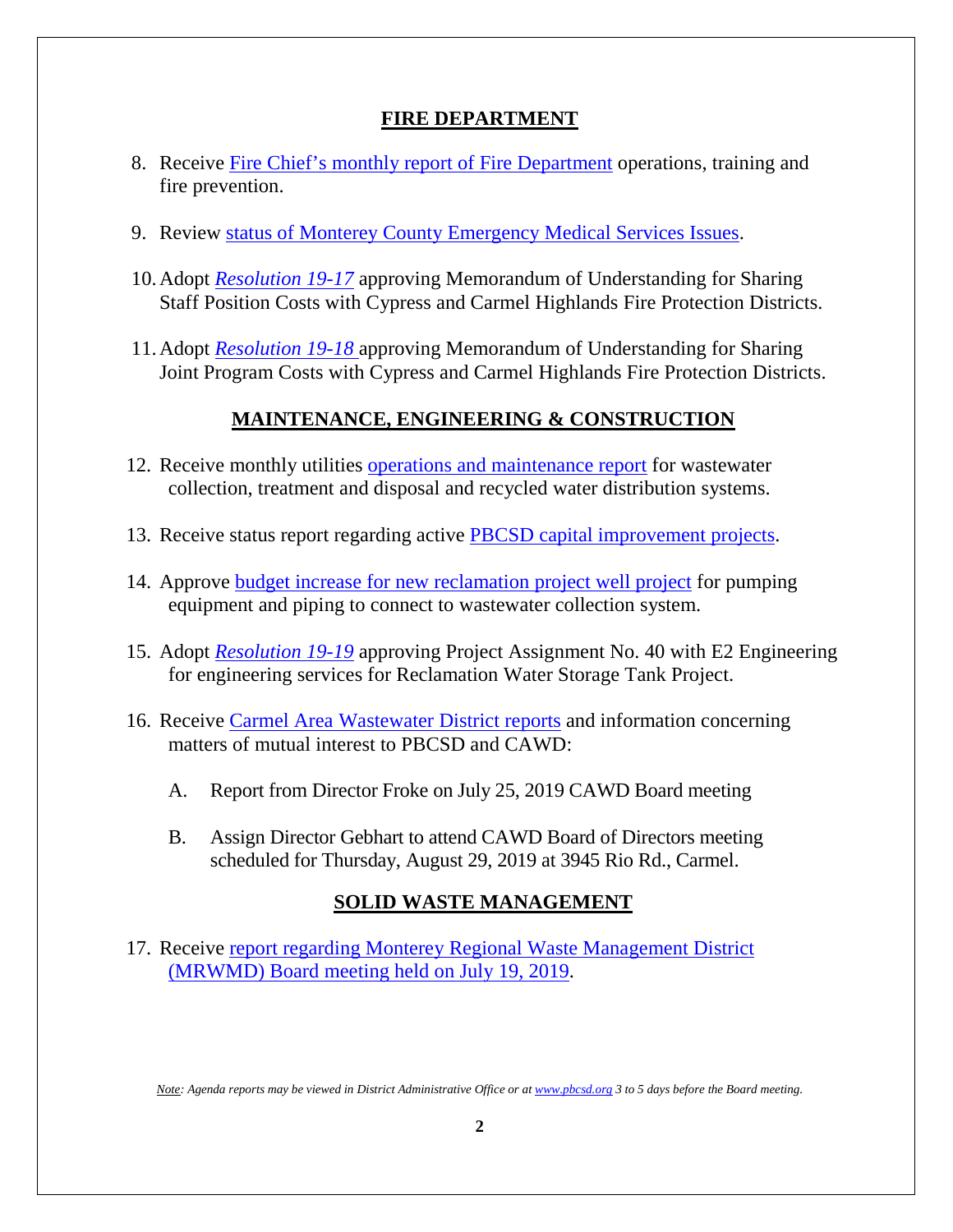## FIRE DEPARTMENT

8. Receive Fire Chief's monthly report of Fire Department operations, training and fire prevention.

9. Review status of Monterey County Emergency Medical Services Issues.

10. Adopt *Resolution 19-17* approving Memorandum of Understanding for Sharing Staff Position Costs with Cypress and Carmel Highlands Fire Protection Districts.

11. Adopt *Resolution 19-18* approving Memorandum of Understanding for Sharing Joint Program Costs with Cypress and Carmel Highlands Fire Protection Districts.

## MAINTENANCE, ENGINEERING & CONSTRUCTION

12. Receive monthly utilities operations and maintenance report for wastewater collection, treatment and disposal and recycled water distribution systems.

13. Receive status report regarding active PBCSD capital improvement projects.

14. Approve budget increase for new reclamation project well project for pumping equipment and piping to connect to wastewater collection system.

15. Adopt *Resolution 19-19* approving Project Assignment No. 40 with E2 Engineering for engineering services for Reclamation Water Storage Tank Project.

16. Receive Carmel Area Wastewater District reports and information concerning matters of mutual interest to PBCSD and CAWD:

    A. Report from Director Froke on July 25, 2019 CAWD Board meeting

    B. Assign Director Gebhart to attend CAWD Board of Directors meeting scheduled for Thursday, August 29, 2019 at 3945 Rio Rd., Carmel.

## SOLID WASTE MANAGEMENT

17. Receive report regarding Monterey Regional Waste Management District (MRWMD) Board meeting held on July 19, 2019.

*Note: Agenda reports may be viewed in District Administrative Office or at www.pbcsd.org 3 to 5 days before the Board meeting.*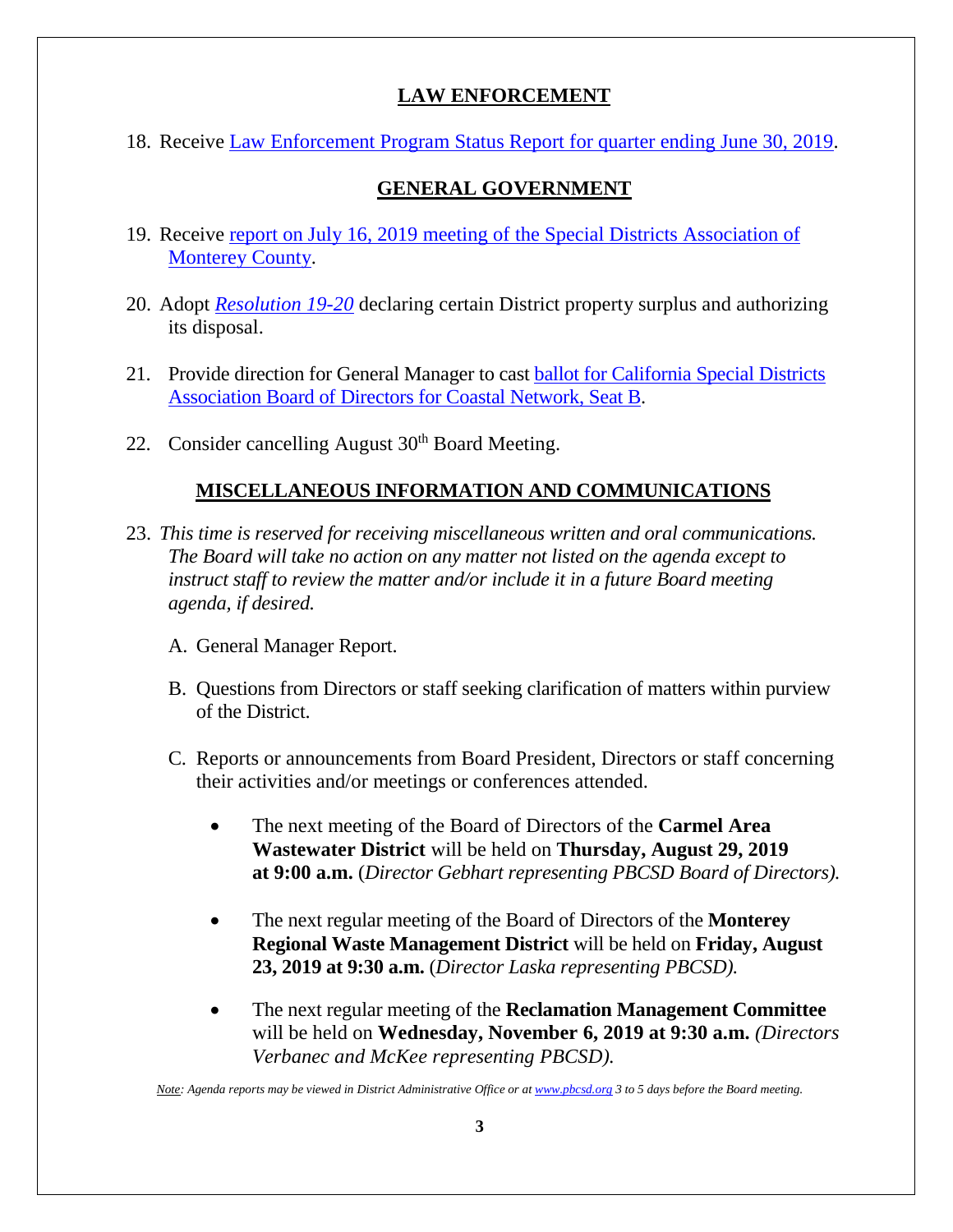## LAW ENFORCEMENT

18. Receive Law Enforcement Program Status Report for quarter ending June 30, 2019.

## GENERAL GOVERNMENT

19. Receive report on July 16, 2019 meeting of the Special Districts Association of Monterey County.

20. Adopt *Resolution 19-20* declaring certain District property surplus and authorizing its disposal.

21. Provide direction for General Manager to cast ballot for California Special Districts Association Board of Directors for Coastal Network, Seat B.

22. Consider cancelling August 30th Board Meeting.

## MISCELLANEOUS INFORMATION AND COMMUNICATIONS

23. *This time is reserved for receiving miscellaneous written and oral communications. The Board will take no action on any matter not listed on the agenda except to instruct staff to review the matter and/or include it in a future Board meeting agenda, if desired.*

    A. General Manager Report.

    B. Questions from Directors or staff seeking clarification of matters within purview of the District.

    C. Reports or announcements from Board President, Directors or staff concerning their activities and/or meetings or conferences attended.

    - The next meeting of the Board of Directors of the **Carmel Area Wastewater District** will be held on **Thursday, August 29, 2019 at 9:00 a.m.** (*Director Gebhart representing PBCSD Board of Directors).*
    - The next regular meeting of the Board of Directors of the **Monterey Regional Waste Management District** will be held on **Friday, August 23, 2019 at 9:30 a.m.** (*Director Laska representing PBCSD).*
    - The next regular meeting of the **Reclamation Management Committee** will be held on **Wednesday, November 6, 2019 at 9:30 a.m.** *(Directors Verbanec and McKee representing PBCSD).*

*Note: Agenda reports may be viewed in District Administrative Office or at www.pbcsd.org 3 to 5 days before the Board meeting.*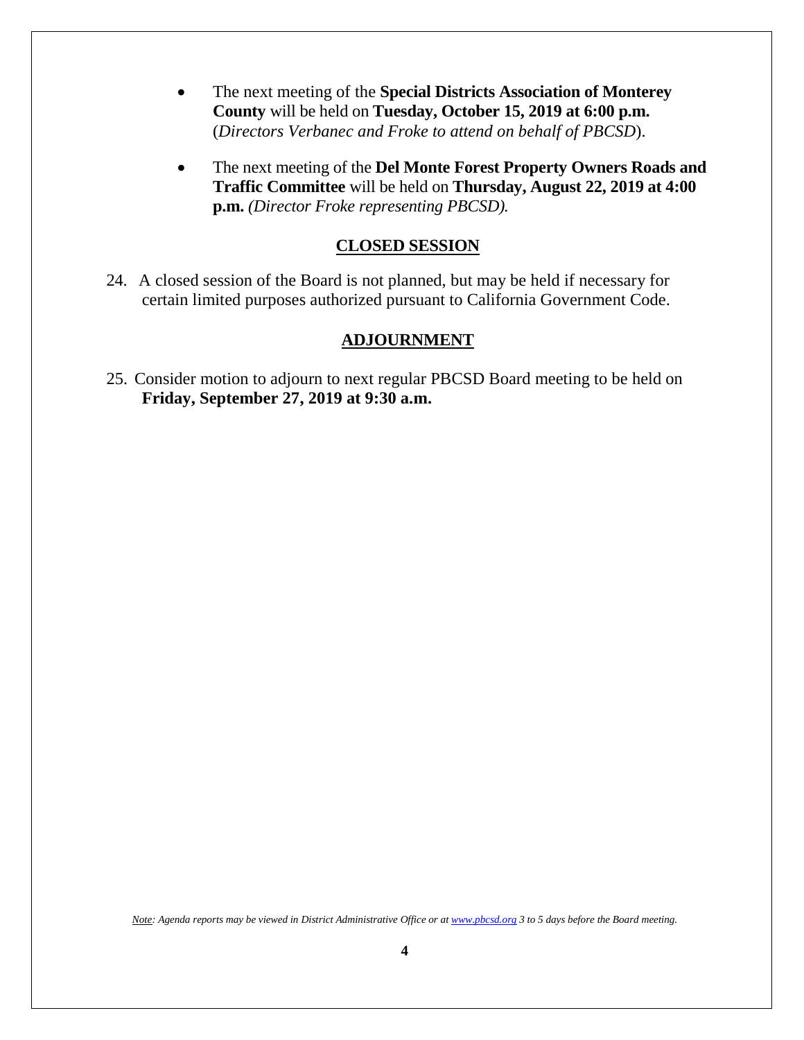- The next meeting of the **Special Districts Association of Monterey County** will be held on **Tuesday, October 15, 2019 at 6:00 p.m.** (*Directors Verbanec and Froke to attend on behalf of PBCSD*).

- The next meeting of the **Del Monte Forest Property Owners Roads and Traffic Committee** will be held on **Thursday, August 22, 2019 at 4:00 p.m.** *(Director Froke representing PBCSD).*

## CLOSED SESSION

24. A closed session of the Board is not planned, but may be held if necessary for certain limited purposes authorized pursuant to California Government Code.

## ADJOURNMENT

25. Consider motion to adjourn to next regular PBCSD Board meeting to be held on **Friday, September 27, 2019 at 9:30 a.m.**

*Note: Agenda reports may be viewed in District Administrative Office or at www.pbcsd.org 3 to 5 days before the Board meeting.*